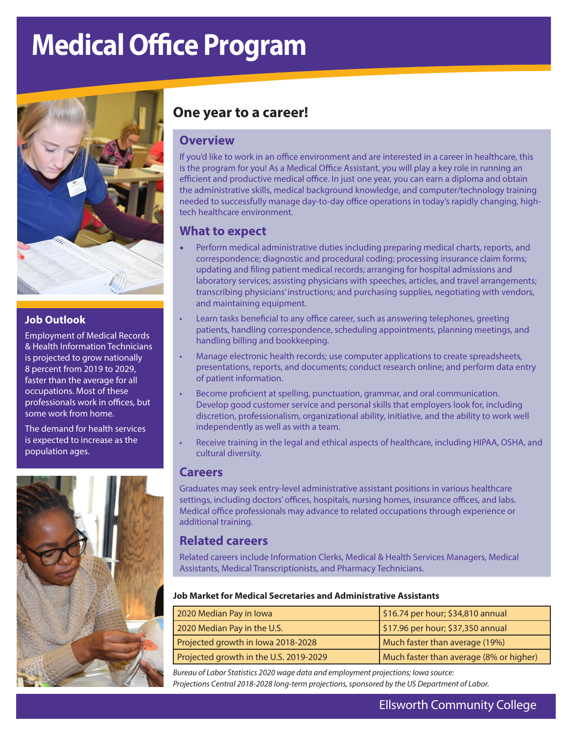# Medical Office Program

## One year to a career!

### Overview

If you'd like to work in an office environment and are interested in a career in healthcare, this is the program for you! As a Medical Office Assistant, you will play a key role in running an efficient and productive medical office. In just one year, you can earn a diploma and obtain the administrative skills, medical background knowledge, and computer/technology training needed to successfully manage day-to-day office operations in today's rapidly changing, high-tech healthcare environment.

### What to expect

- Perform medical administrative duties including preparing medical charts, reports, and correspondence; diagnostic and procedural coding; processing insurance claim forms; updating and filing patient medical records; arranging for hospital admissions and laboratory services; assisting physicians with speeches, articles, and travel arrangements; transcribing physicians' instructions; and purchasing supplies, negotiating with vendors, and maintaining equipment.
- Learn tasks beneficial to any office career, such as answering telephones, greeting patients, handling correspondence, scheduling appointments, planning meetings, and handling billing and bookkeeping.
- Manage electronic health records; use computer applications to create spreadsheets, presentations, reports, and documents; conduct research online; and perform data entry of patient information.
- Become proficient at spelling, punctuation, grammar, and oral communication. Develop good customer service and personal skills that employers look for, including discretion, professionalism, organizational ability, initiative, and the ability to work well independently as well as with a team.
- Receive training in the legal and ethical aspects of healthcare, including HIPAA, OSHA, and cultural diversity.

### Careers

Graduates may seek entry-level administrative assistant positions in various healthcare settings, including doctors' offices, hospitals, nursing homes, insurance offices, and labs. Medical office professionals may advance to related occupations through experience or additional training.

### Related careers

Related careers include Information Clerks, Medical & Health Services Managers, Medical Assistants, Medical Transcriptionists, and Pharmacy Technicians.

### Job Outlook

Employment of Medical Records & Health Information Technicians is projected to grow nationally 8 percent from 2019 to 2029, faster than the average for all occupations. Most of these professionals work in offices, but some work from home.

The demand for health services is expected to increase as the population ages.

**Job Market for Medical Secretaries and Administrative Assistants**

| | |
|---|---|
| 2020 Median Pay in Iowa | $16.74 per hour; $34,810 annual |
| 2020 Median Pay in the U.S. | $17.96 per hour; $37,350 annual |
| Projected growth in Iowa 2018-2028 | Much faster than average (19%) |
| Projected growth in the U.S. 2019-2029 | Much faster than average (8% or higher) |

*Bureau of Labor Statistics 2020 wage data and employment projections; Iowa source: Projections Central 2018-2028 long-term projections, sponsored by the US Department of Labor.*

Ellsworth Community College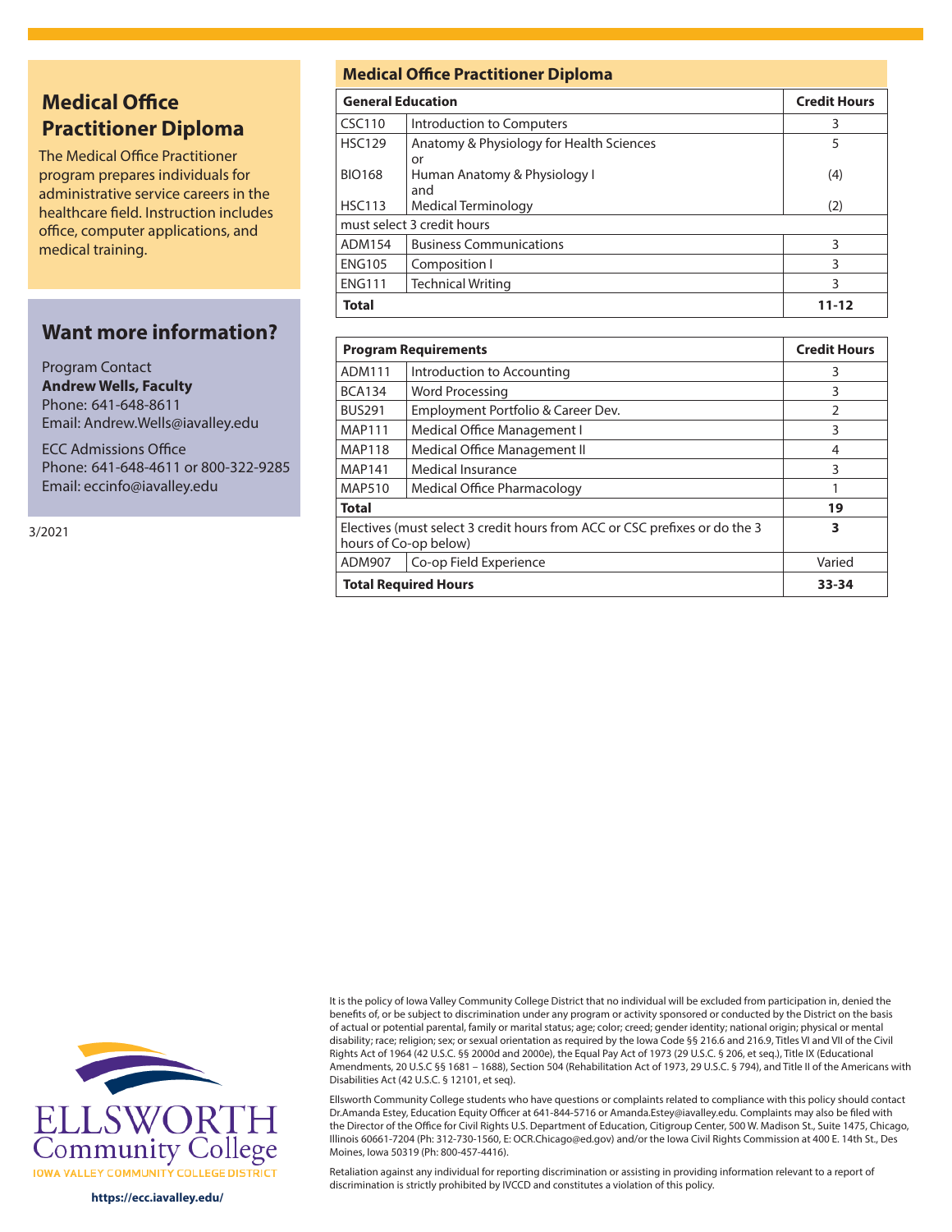## Medical Office Practitioner Diploma

The Medical Office Practitioner program prepares individuals for administrative service careers in the healthcare field. Instruction includes office, computer applications, and medical training.

## Want more information?

Program Contact
**Andrew Wells, Faculty**
Phone: 641-648-8611
Email: Andrew.Wells@iavalley.edu

ECC Admissions Office
Phone: 641-648-4611 or 800-322-9285
Email: eccinfo@iavalley.edu

3/2021

### Medical Office Practitioner Diploma

| General Education | | Credit Hours |
|---|---|---|
| CSC110 | Introduction to Computers | 3 |
| HSC129 | Anatomy & Physiology for Health Sciences<br>or | 5 |
| BIO168 | Human Anatomy & Physiology I<br>and | (4) |
| HSC113 | Medical Terminology | (2) |
| must select 3 credit hours | | |
| ADM154 | Business Communications | 3 |
| ENG105 | Composition I | 3 |
| ENG111 | Technical Writing | 3 |
| **Total** | | **11-12** |

| Program Requirements | | Credit Hours |
|---|---|---|
| ADM111 | Introduction to Accounting | 3 |
| BCA134 | Word Processing | 3 |
| BUS291 | Employment Portfolio & Career Dev. | 2 |
| MAP111 | Medical Office Management I | 3 |
| MAP118 | Medical Office Management II | 4 |
| MAP141 | Medical Insurance | 3 |
| MAP510 | Medical Office Pharmacology | 1 |
| **Total** | | **19** |
| Electives (must select 3 credit hours from ACC or CSC prefixes or do the 3 hours of Co-op below) | | **3** |
| ADM907 | Co-op Field Experience | Varied |
| **Total Required Hours** | | **33-34** |

ELLSWORTH Community College
IOWA VALLEY COMMUNITY COLLEGE DISTRICT

**https://ecc.iavalley.edu/**

It is the policy of Iowa Valley Community College District that no individual will be excluded from participation in, denied the benefits of, or be subject to discrimination under any program or activity sponsored or conducted by the District on the basis of actual or potential parental, family or marital status; age; color; creed; gender identity; national origin; physical or mental disability; race; religion; sex; or sexual orientation as required by the Iowa Code §§ 216.6 and 216.9, Titles VI and VII of the Civil Rights Act of 1964 (42 U.S.C. §§ 2000d and 2000e), the Equal Pay Act of 1973 (29 U.S.C. § 206, et seq.), Title IX (Educational Amendments, 20 U.S.C §§ 1681 – 1688), Section 504 (Rehabilitation Act of 1973, 29 U.S.C. § 794), and Title II of the Americans with Disabilities Act (42 U.S.C. § 12101, et seq).

Ellsworth Community College students who have questions or complaints related to compliance with this policy should contact Dr.Amanda Estey, Education Equity Officer at 641-844-5716 or Amanda.Estey@iavalley.edu. Complaints may also be filed with the Director of the Office for Civil Rights U.S. Department of Education, Citigroup Center, 500 W. Madison St., Suite 1475, Chicago, Illinois 60661-7204 (Ph: 312-730-1560, E: OCR.Chicago@ed.gov) and/or the Iowa Civil Rights Commission at 400 E. 14th St., Des Moines, Iowa 50319 (Ph: 800-457-4416).

Retaliation against any individual for reporting discrimination or assisting in providing information relevant to a report of discrimination is strictly prohibited by IVCCD and constitutes a violation of this policy.